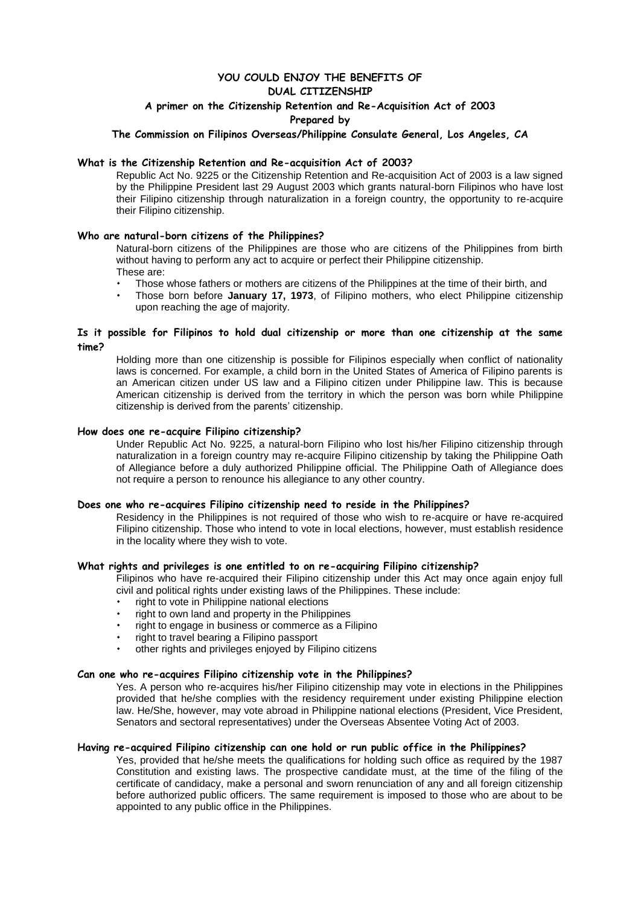# YOU COULD ENJOY THE BENEFITS OF DUAL CITIZENSHIP

## A primer on the Citizenship Retention and Re-Acquisition Act of 2003

**Prepared by**

**The Commission on Filipinos Overseas/Philippine Consulate General, Los Angeles, CA**

### What is the Citizenship Retention and Re-acquisition Act of 2003?

Republic Act No. 9225 or the Citizenship Retention and Re-acquisition Act of 2003 is a law signed by the Philippine President last 29 August 2003 which grants natural-born Filipinos who have lost their Filipino citizenship through naturalization in a foreign country, the opportunity to re-acquire their Filipino citizenship.

### Who are natural-born citizens of the Philippines?

Natural-born citizens of the Philippines are those who are citizens of the Philippines from birth without having to perform any act to acquire or perfect their Philippine citizenship.

These are:

- Those whose fathers or mothers are citizens of the Philippines at the time of their birth, and
- Those born before **January 17, 1973**, of Filipino mothers, who elect Philippine citizenship upon reaching the age of majority.

### Is it possible for Filipinos to hold dual citizenship or more than one citizenship at the same time?

Holding more than one citizenship is possible for Filipinos especially when conflict of nationality laws is concerned. For example, a child born in the United States of America of Filipino parents is an American citizen under US law and a Filipino citizen under Philippine law. This is because American citizenship is derived from the territory in which the person was born while Philippine citizenship is derived from the parents' citizenship.

### How does one re-acquire Filipino citizenship?

Under Republic Act No. 9225, a natural-born Filipino who lost his/her Filipino citizenship through naturalization in a foreign country may re-acquire Filipino citizenship by taking the Philippine Oath of Allegiance before a duly authorized Philippine official. The Philippine Oath of Allegiance does not require a person to renounce his allegiance to any other country.

### Does one who re-acquires Filipino citizenship need to reside in the Philippines?

Residency in the Philippines is not required of those who wish to re-acquire or have re-acquired Filipino citizenship. Those who intend to vote in local elections, however, must establish residence in the locality where they wish to vote.

### What rights and privileges is one entitled to on re-acquiring Filipino citizenship?

Filipinos who have re-acquired their Filipino citizenship under this Act may once again enjoy full civil and political rights under existing laws of the Philippines. These include:

- right to vote in Philippine national elections
- right to own land and property in the Philippines
- right to engage in business or commerce as a Filipino
- right to travel bearing a Filipino passport
- other rights and privileges enjoyed by Filipino citizens

### Can one who re-acquires Filipino citizenship vote in the Philippines?

Yes. A person who re-acquires his/her Filipino citizenship may vote in elections in the Philippines provided that he/she complies with the residency requirement under existing Philippine election law. He/She, however, may vote abroad in Philippine national elections (President, Vice President, Senators and sectoral representatives) under the Overseas Absentee Voting Act of 2003.

### Having re-acquired Filipino citizenship can one hold or run public office in the Philippines?

Yes, provided that he/she meets the qualifications for holding such office as required by the 1987 Constitution and existing laws. The prospective candidate must, at the time of the filing of the certificate of candidacy, make a personal and sworn renunciation of any and all foreign citizenship before authorized public officers. The same requirement is imposed to those who are about to be appointed to any public office in the Philippines.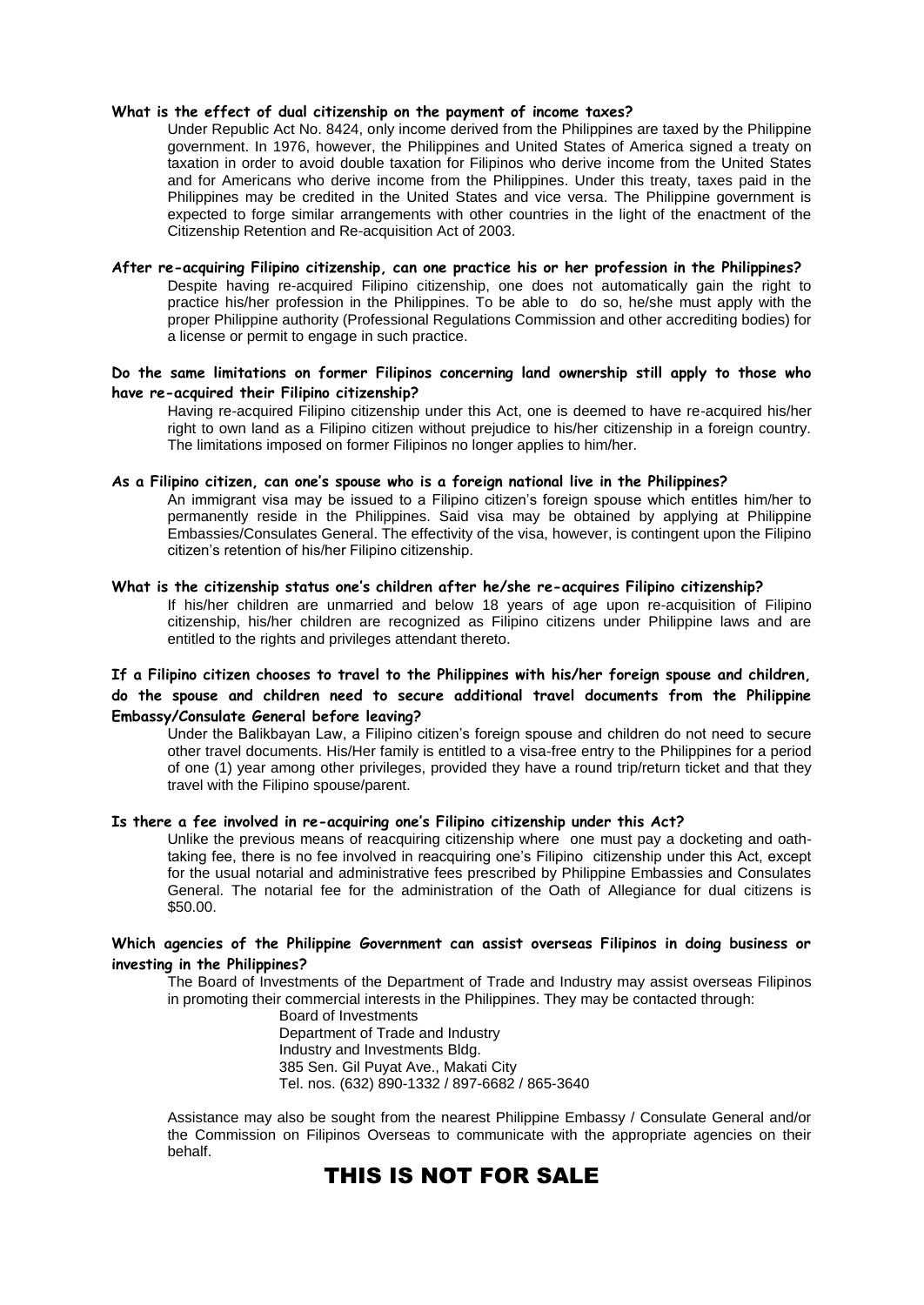**What is the effect of dual citizenship on the payment of income taxes?**

Under Republic Act No. 8424, only income derived from the Philippines are taxed by the Philippine government. In 1976, however, the Philippines and United States of America signed a treaty on taxation in order to avoid double taxation for Filipinos who derive income from the United States and for Americans who derive income from the Philippines. Under this treaty, taxes paid in the Philippines may be credited in the United States and vice versa. The Philippine government is expected to forge similar arrangements with other countries in the light of the enactment of the Citizenship Retention and Re-acquisition Act of 2003.

**After re-acquiring Filipino citizenship, can one practice his or her profession in the Philippines?**

Despite having re-acquired Filipino citizenship, one does not automatically gain the right to practice his/her profession in the Philippines. To be able to do so, he/she must apply with the proper Philippine authority (Professional Regulations Commission and other accrediting bodies) for a license or permit to engage in such practice.

**Do the same limitations on former Filipinos concerning land ownership still apply to those who have re-acquired their Filipino citizenship?**

Having re-acquired Filipino citizenship under this Act, one is deemed to have re-acquired his/her right to own land as a Filipino citizen without prejudice to his/her citizenship in a foreign country. The limitations imposed on former Filipinos no longer applies to him/her.

**As a Filipino citizen, can one's spouse who is a foreign national live in the Philippines?**

An immigrant visa may be issued to a Filipino citizen's foreign spouse which entitles him/her to permanently reside in the Philippines. Said visa may be obtained by applying at Philippine Embassies/Consulates General. The effectivity of the visa, however, is contingent upon the Filipino citizen's retention of his/her Filipino citizenship.

**What is the citizenship status one's children after he/she re-acquires Filipino citizenship?**

If his/her children are unmarried and below 18 years of age upon re-acquisition of Filipino citizenship, his/her children are recognized as Filipino citizens under Philippine laws and are entitled to the rights and privileges attendant thereto.

**If a Filipino citizen chooses to travel to the Philippines with his/her foreign spouse and children, do the spouse and children need to secure additional travel documents from the Philippine Embassy/Consulate General before leaving?**

Under the Balikbayan Law, a Filipino citizen's foreign spouse and children do not need to secure other travel documents. His/Her family is entitled to a visa-free entry to the Philippines for a period of one (1) year among other privileges, provided they have a round trip/return ticket and that they travel with the Filipino spouse/parent.

**Is there a fee involved in re-acquiring one's Filipino citizenship under this Act?**

Unlike the previous means of reacquiring citizenship where one must pay a docketing and oath-taking fee, there is no fee involved in reacquiring one's Filipino citizenship under this Act, except for the usual notarial and administrative fees prescribed by Philippine Embassies and Consulates General. The notarial fee for the administration of the Oath of Allegiance for dual citizens is $50.00.

**Which agencies of the Philippine Government can assist overseas Filipinos in doing business or investing in the Philippines?**

The Board of Investments of the Department of Trade and Industry may assist overseas Filipinos in promoting their commercial interests in the Philippines. They may be contacted through:

Board of Investments
Department of Trade and Industry
Industry and Investments Bldg.
385 Sen. Gil Puyat Ave., Makati City
Tel. nos. (632) 890-1332 / 897-6682 / 865-3640

Assistance may also be sought from the nearest Philippine Embassy / Consulate General and/or the Commission on Filipinos Overseas to communicate with the appropriate agencies on their behalf.

# THIS IS NOT FOR SALE